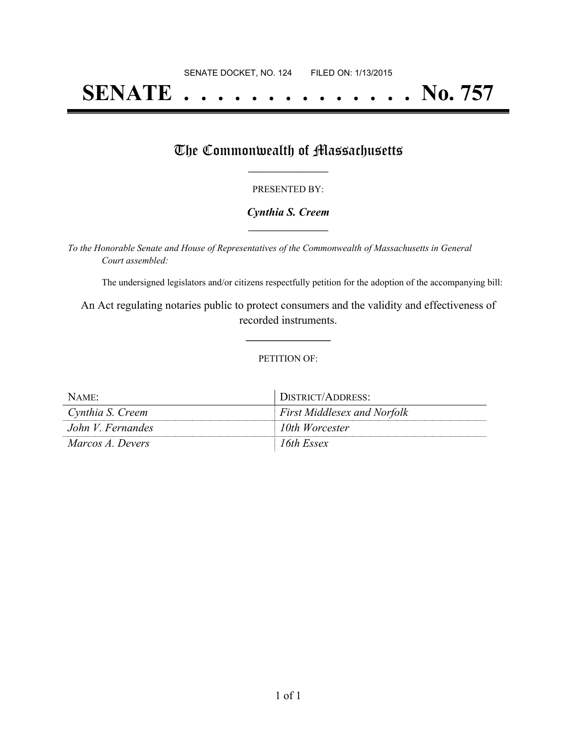SENATE DOCKET, NO. 124        FILED ON: 1/13/2015

# SENATE . . . . . . . . . . . . . . No. 757

## The Commonwealth of Massachusetts

---

PRESENTED BY:

***Cynthia S. Creem***

---

*To the Honorable Senate and House of Representatives of the Commonwealth of Massachusetts in General Court assembled:*

The undersigned legislators and/or citizens respectfully petition for the adoption of the accompanying bill:

An Act regulating notaries public to protect consumers and the validity and effectiveness of recorded instruments.

---

PETITION OF:

| NAME: | DISTRICT/ADDRESS: |
|---|---|
| *Cynthia S. Creem* | *First Middlesex and Norfolk* |
| *John V. Fernandes* | *10th Worcester* |
| *Marcos A. Devers* | *16th Essex* |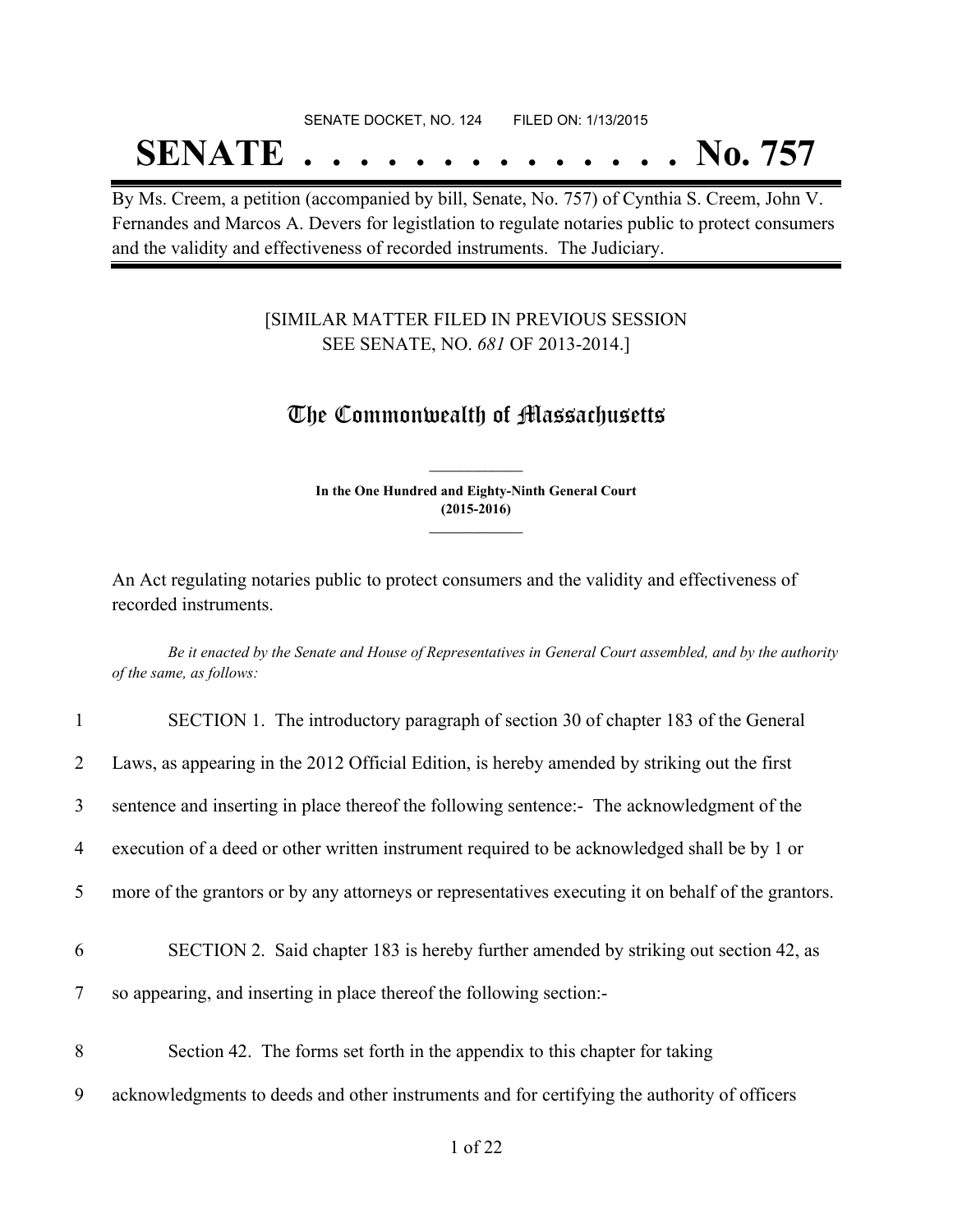SENATE DOCKET, NO. 124        FILED ON: 1/13/2015

# SENATE . . . . . . . . . . . . . . No. 757

By Ms. Creem, a petition (accompanied by bill, Senate, No. 757) of Cynthia S. Creem, John V. Fernandes and Marcos A. Devers for legistlation to regulate notaries public to protect consumers and the validity and effectiveness of recorded instruments. The Judiciary.

[SIMILAR MATTER FILED IN PREVIOUS SESSION
SEE SENATE, NO. *681* OF 2013-2014.]

## The Commonwealth of Massachusetts

**In the One Hundred and Eighty-Ninth General Court**
**(2015-2016)**

An Act regulating notaries public to protect consumers and the validity and effectiveness of recorded instruments.

*Be it enacted by the Senate and House of Representatives in General Court assembled, and by the authority of the same, as follows:*

1 SECTION 1. The introductory paragraph of section 30 of chapter 183 of the General
2 Laws, as appearing in the 2012 Official Edition, is hereby amended by striking out the first
3 sentence and inserting in place thereof the following sentence:- The acknowledgment of the
4 execution of a deed or other written instrument required to be acknowledged shall be by 1 or
5 more of the grantors or by any attorneys or representatives executing it on behalf of the grantors.

6 SECTION 2. Said chapter 183 is hereby further amended by striking out section 42, as
7 so appearing, and inserting in place thereof the following section:-

8 Section 42. The forms set forth in the appendix to this chapter for taking
9 acknowledgments to deeds and other instruments and for certifying the authority of officers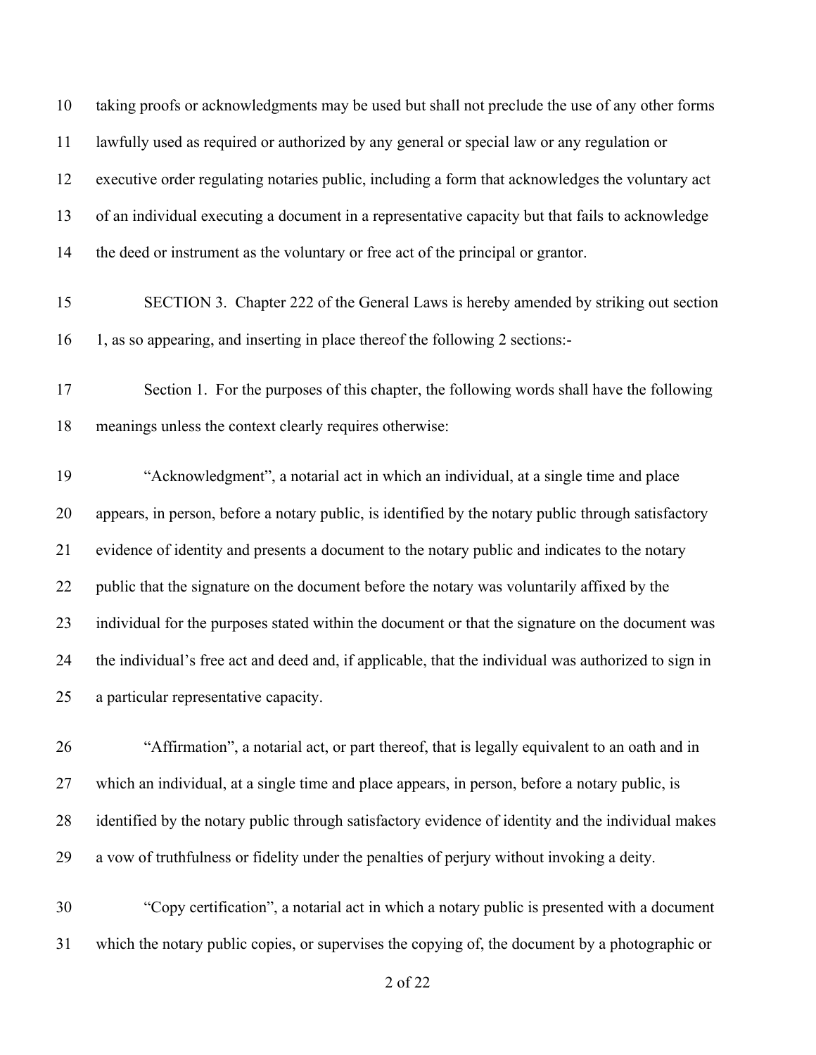taking proofs or acknowledgments may be used but shall not preclude the use of any other forms lawfully used as required or authorized by any general or special law or any regulation or executive order regulating notaries public, including a form that acknowledges the voluntary act of an individual executing a document in a representative capacity but that fails to acknowledge the deed or instrument as the voluntary or free act of the principal or grantor.

SECTION 3. Chapter 222 of the General Laws is hereby amended by striking out section 1, as so appearing, and inserting in place thereof the following 2 sections:-

Section 1. For the purposes of this chapter, the following words shall have the following meanings unless the context clearly requires otherwise:

"Acknowledgment", a notarial act in which an individual, at a single time and place appears, in person, before a notary public, is identified by the notary public through satisfactory evidence of identity and presents a document to the notary public and indicates to the notary public that the signature on the document before the notary was voluntarily affixed by the individual for the purposes stated within the document or that the signature on the document was the individual's free act and deed and, if applicable, that the individual was authorized to sign in a particular representative capacity.

"Affirmation", a notarial act, or part thereof, that is legally equivalent to an oath and in which an individual, at a single time and place appears, in person, before a notary public, is identified by the notary public through satisfactory evidence of identity and the individual makes a vow of truthfulness or fidelity under the penalties of perjury without invoking a deity.

"Copy certification", a notarial act in which a notary public is presented with a document which the notary public copies, or supervises the copying of, the document by a photographic or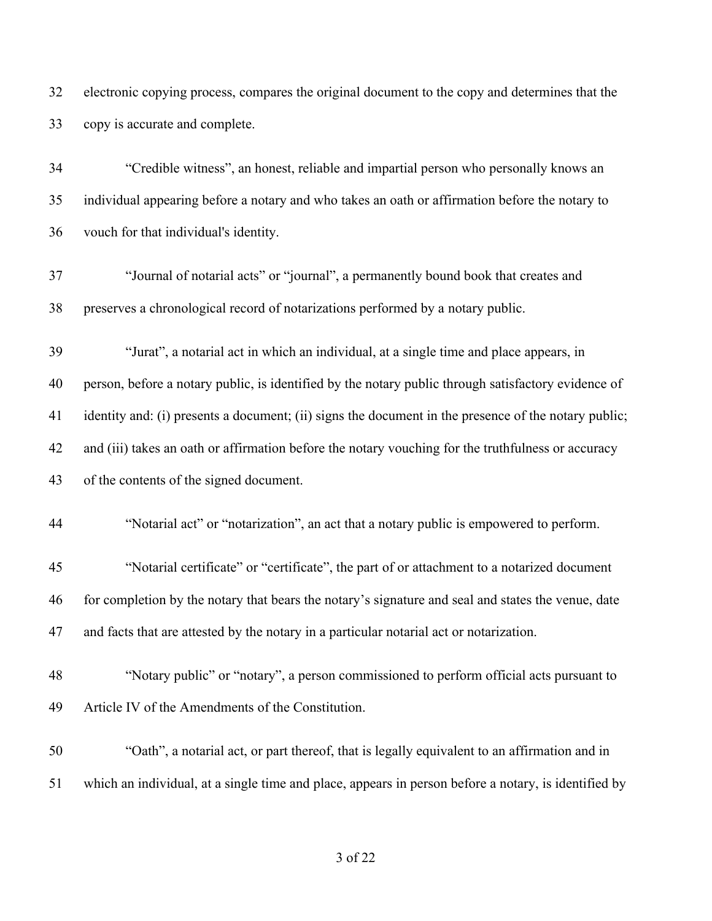electronic copying process, compares the original document to the copy and determines that the copy is accurate and complete.

"Credible witness", an honest, reliable and impartial person who personally knows an individual appearing before a notary and who takes an oath or affirmation before the notary to vouch for that individual's identity.

"Journal of notarial acts" or "journal", a permanently bound book that creates and preserves a chronological record of notarizations performed by a notary public.

"Jurat", a notarial act in which an individual, at a single time and place appears, in person, before a notary public, is identified by the notary public through satisfactory evidence of identity and: (i) presents a document; (ii) signs the document in the presence of the notary public; and (iii) takes an oath or affirmation before the notary vouching for the truthfulness or accuracy of the contents of the signed document.

"Notarial act" or "notarization", an act that a notary public is empowered to perform.

"Notarial certificate" or "certificate", the part of or attachment to a notarized document for completion by the notary that bears the notary's signature and seal and states the venue, date and facts that are attested by the notary in a particular notarial act or notarization.

"Notary public" or "notary", a person commissioned to perform official acts pursuant to Article IV of the Amendments of the Constitution.

"Oath", a notarial act, or part thereof, that is legally equivalent to an affirmation and in which an individual, at a single time and place, appears in person before a notary, is identified by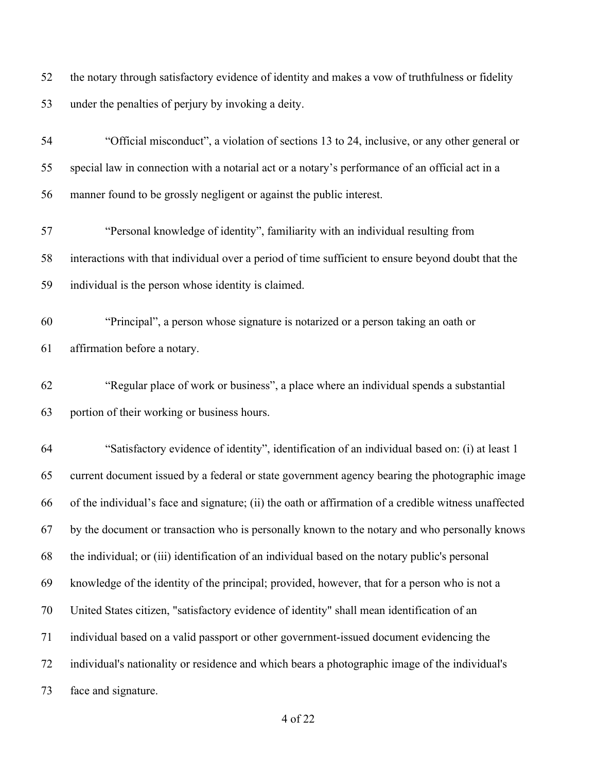the notary through satisfactory evidence of identity and makes a vow of truthfulness or fidelity under the penalties of perjury by invoking a deity.

"Official misconduct", a violation of sections 13 to 24, inclusive, or any other general or special law in connection with a notarial act or a notary's performance of an official act in a manner found to be grossly negligent or against the public interest.

"Personal knowledge of identity", familiarity with an individual resulting from interactions with that individual over a period of time sufficient to ensure beyond doubt that the individual is the person whose identity is claimed.

"Principal", a person whose signature is notarized or a person taking an oath or affirmation before a notary.

"Regular place of work or business", a place where an individual spends a substantial portion of their working or business hours.

"Satisfactory evidence of identity", identification of an individual based on: (i) at least 1 current document issued by a federal or state government agency bearing the photographic image of the individual's face and signature; (ii) the oath or affirmation of a credible witness unaffected by the document or transaction who is personally known to the notary and who personally knows the individual; or (iii) identification of an individual based on the notary public's personal knowledge of the identity of the principal; provided, however, that for a person who is not a United States citizen, "satisfactory evidence of identity" shall mean identification of an individual based on a valid passport or other government-issued document evidencing the individual's nationality or residence and which bears a photographic image of the individual's face and signature.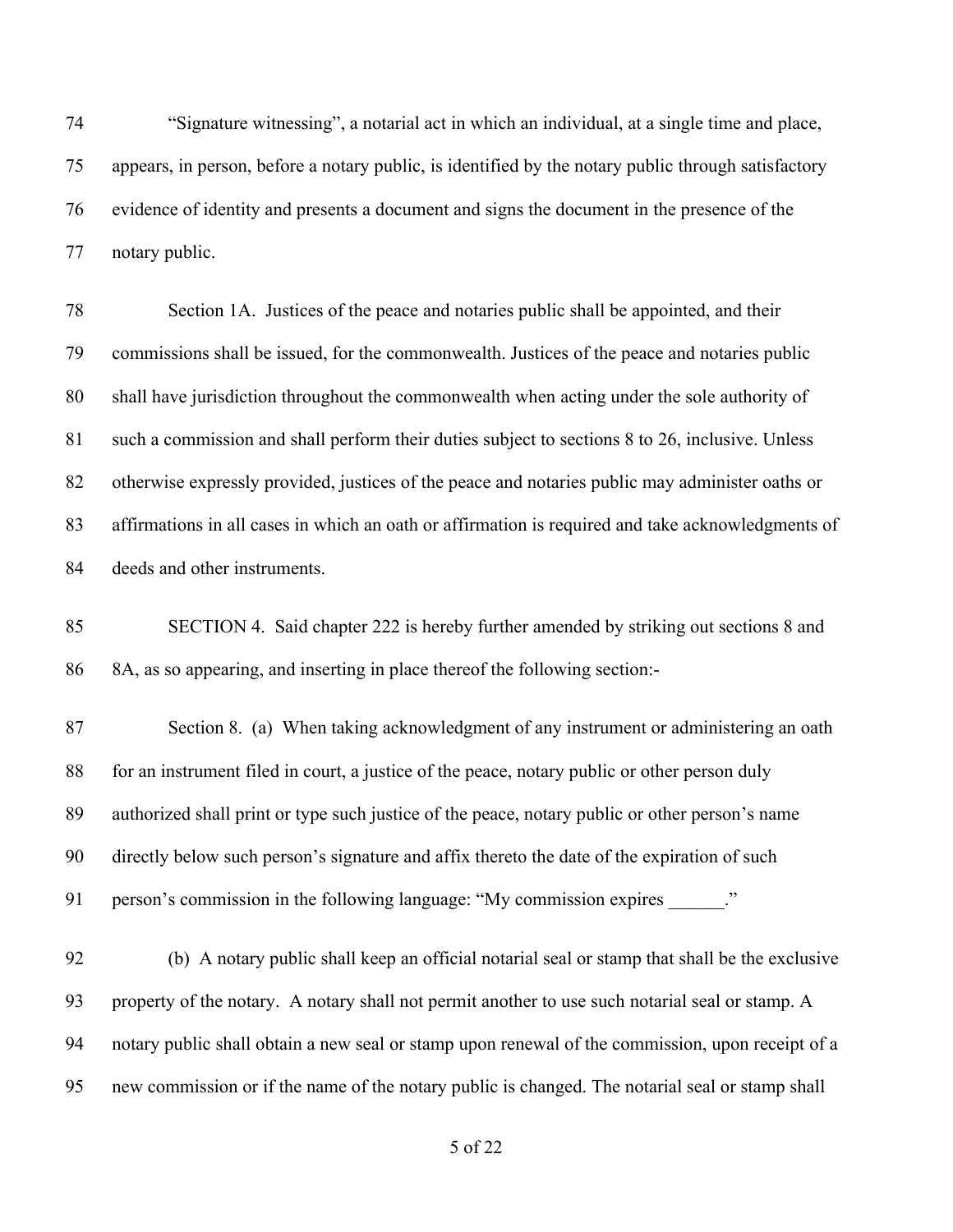"Signature witnessing", a notarial act in which an individual, at a single time and place, appears, in person, before a notary public, is identified by the notary public through satisfactory evidence of identity and presents a document and signs the document in the presence of the notary public.

Section 1A. Justices of the peace and notaries public shall be appointed, and their commissions shall be issued, for the commonwealth. Justices of the peace and notaries public shall have jurisdiction throughout the commonwealth when acting under the sole authority of such a commission and shall perform their duties subject to sections 8 to 26, inclusive. Unless otherwise expressly provided, justices of the peace and notaries public may administer oaths or affirmations in all cases in which an oath or affirmation is required and take acknowledgments of deeds and other instruments.

SECTION 4. Said chapter 222 is hereby further amended by striking out sections 8 and 8A, as so appearing, and inserting in place thereof the following section:-

Section 8. (a) When taking acknowledgment of any instrument or administering an oath for an instrument filed in court, a justice of the peace, notary public or other person duly authorized shall print or type such justice of the peace, notary public or other person's name directly below such person's signature and affix thereto the date of the expiration of such person's commission in the following language: "My commission expires ______."

(b) A notary public shall keep an official notarial seal or stamp that shall be the exclusive property of the notary. A notary shall not permit another to use such notarial seal or stamp. A notary public shall obtain a new seal or stamp upon renewal of the commission, upon receipt of a new commission or if the name of the notary public is changed. The notarial seal or stamp shall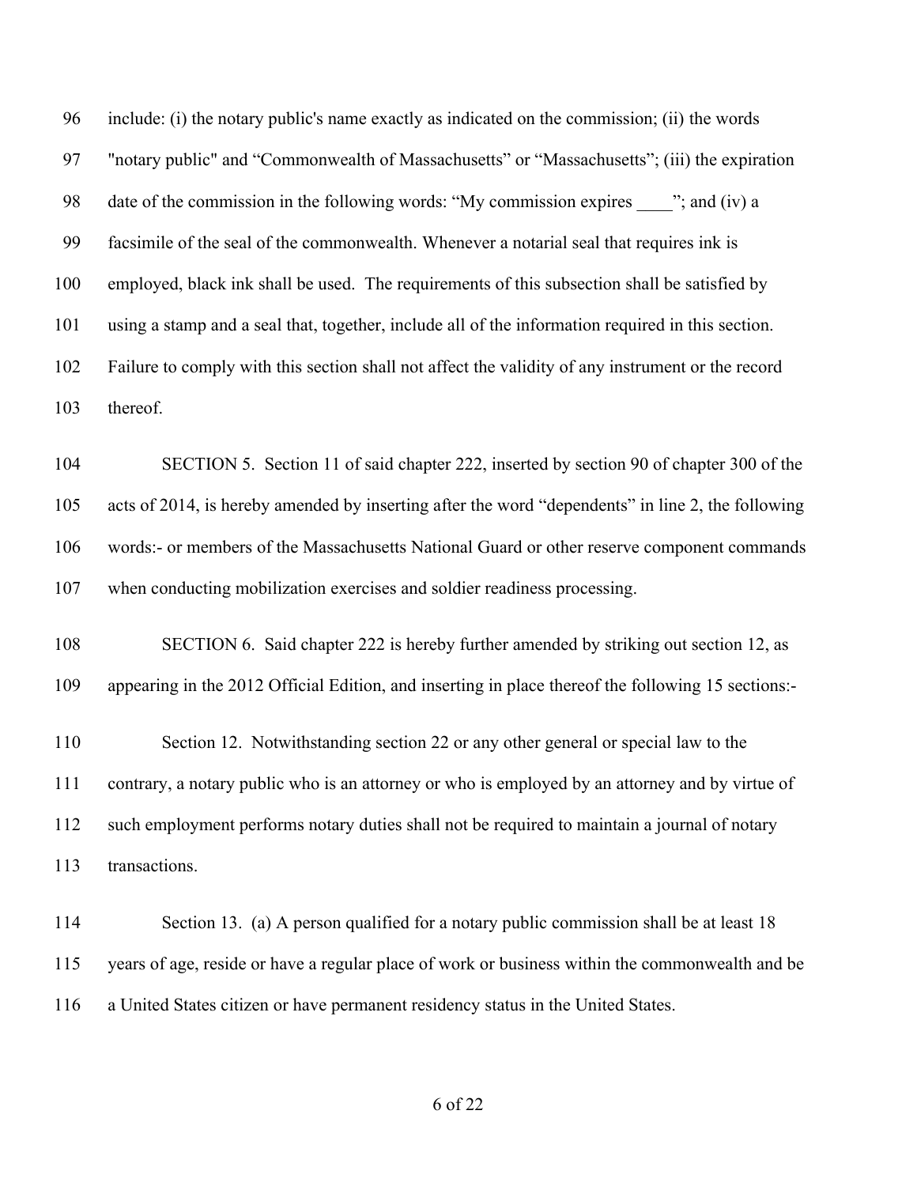include: (i) the notary public's name exactly as indicated on the commission; (ii) the words "notary public" and “Commonwealth of Massachusetts” or “Massachusetts”; (iii) the expiration date of the commission in the following words: “My commission expires ____”; and (iv) a facsimile of the seal of the commonwealth. Whenever a notarial seal that requires ink is employed, black ink shall be used. The requirements of this subsection shall be satisfied by using a stamp and a seal that, together, include all of the information required in this section. Failure to comply with this section shall not affect the validity of any instrument or the record thereof.

SECTION 5. Section 11 of said chapter 222, inserted by section 90 of chapter 300 of the acts of 2014, is hereby amended by inserting after the word “dependents” in line 2, the following words:- or members of the Massachusetts National Guard or other reserve component commands when conducting mobilization exercises and soldier readiness processing.

SECTION 6. Said chapter 222 is hereby further amended by striking out section 12, as appearing in the 2012 Official Edition, and inserting in place thereof the following 15 sections:-

Section 12. Notwithstanding section 22 or any other general or special law to the contrary, a notary public who is an attorney or who is employed by an attorney and by virtue of such employment performs notary duties shall not be required to maintain a journal of notary transactions.

Section 13. (a) A person qualified for a notary public commission shall be at least 18 years of age, reside or have a regular place of work or business within the commonwealth and be a United States citizen or have permanent residency status in the United States.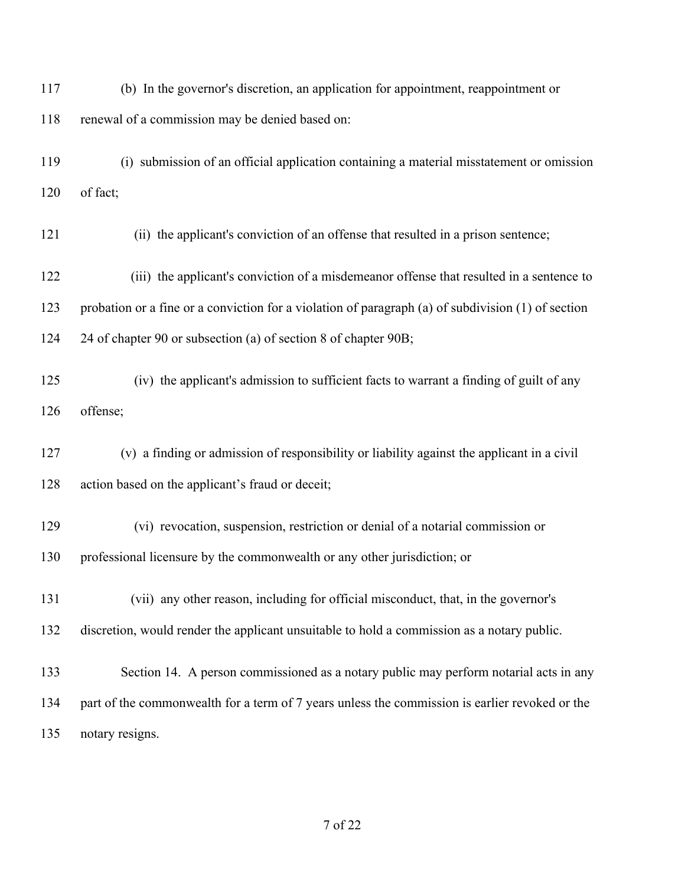(b) In the governor's discretion, an application for appointment, reappointment or renewal of a commission may be denied based on:

(i) submission of an official application containing a material misstatement or omission of fact;

(ii) the applicant's conviction of an offense that resulted in a prison sentence;

(iii) the applicant's conviction of a misdemeanor offense that resulted in a sentence to probation or a fine or a conviction for a violation of paragraph (a) of subdivision (1) of section 24 of chapter 90 or subsection (a) of section 8 of chapter 90B;

(iv) the applicant's admission to sufficient facts to warrant a finding of guilt of any offense;

(v) a finding or admission of responsibility or liability against the applicant in a civil action based on the applicant's fraud or deceit;

(vi) revocation, suspension, restriction or denial of a notarial commission or professional licensure by the commonwealth or any other jurisdiction; or

(vii) any other reason, including for official misconduct, that, in the governor's discretion, would render the applicant unsuitable to hold a commission as a notary public.

Section 14. A person commissioned as a notary public may perform notarial acts in any part of the commonwealth for a term of 7 years unless the commission is earlier revoked or the notary resigns.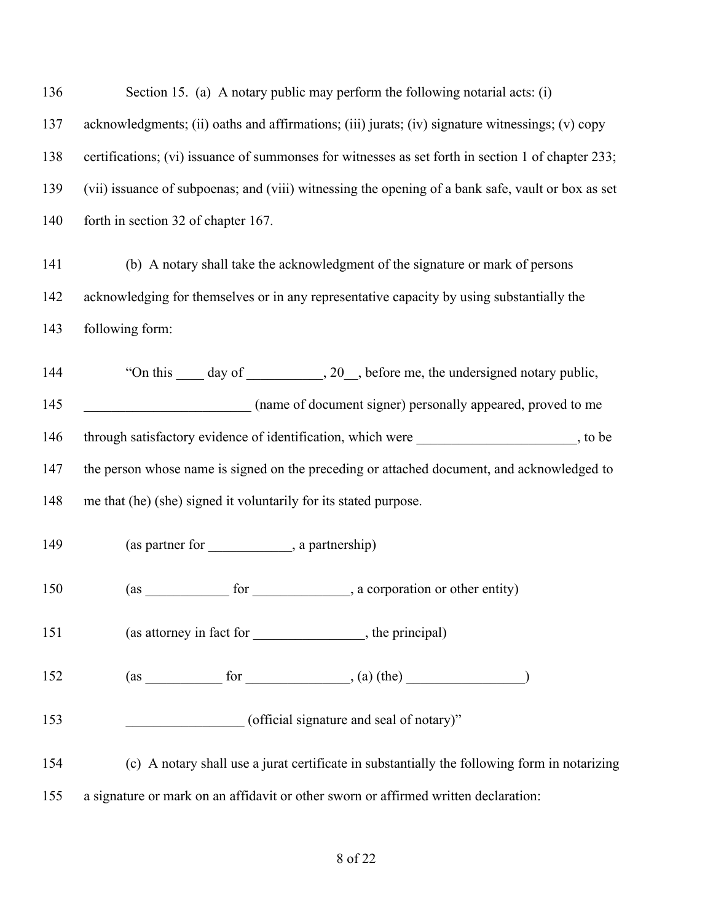Section 15. (a) A notary public may perform the following notarial acts: (i) acknowledgments; (ii) oaths and affirmations; (iii) jurats; (iv) signature witnessings; (v) copy certifications; (vi) issuance of summonses for witnesses as set forth in section 1 of chapter 233; (vii) issuance of subpoenas; and (viii) witnessing the opening of a bank safe, vault or box as set forth in section 32 of chapter 167.

(b) A notary shall take the acknowledgment of the signature or mark of persons acknowledging for themselves or in any representative capacity by using substantially the following form:

"On this ____ day of ___________, 20__, before me, the undersigned notary public, ________________________ (name of document signer) personally appeared, proved to me through satisfactory evidence of identification, which were _______________________, to be the person whose name is signed on the preceding or attached document, and acknowledged to me that (he) (she) signed it voluntarily for its stated purpose.

(as partner for ____________, a partnership)

(as ____________ for ______________, a corporation or other entity)

(as attorney in fact for ________________, the principal)

(as ___________ for _______________, (a) (the) _________________)

_________________ (official signature and seal of notary)"

(c) A notary shall use a jurat certificate in substantially the following form in notarizing a signature or mark on an affidavit or other sworn or affirmed written declaration: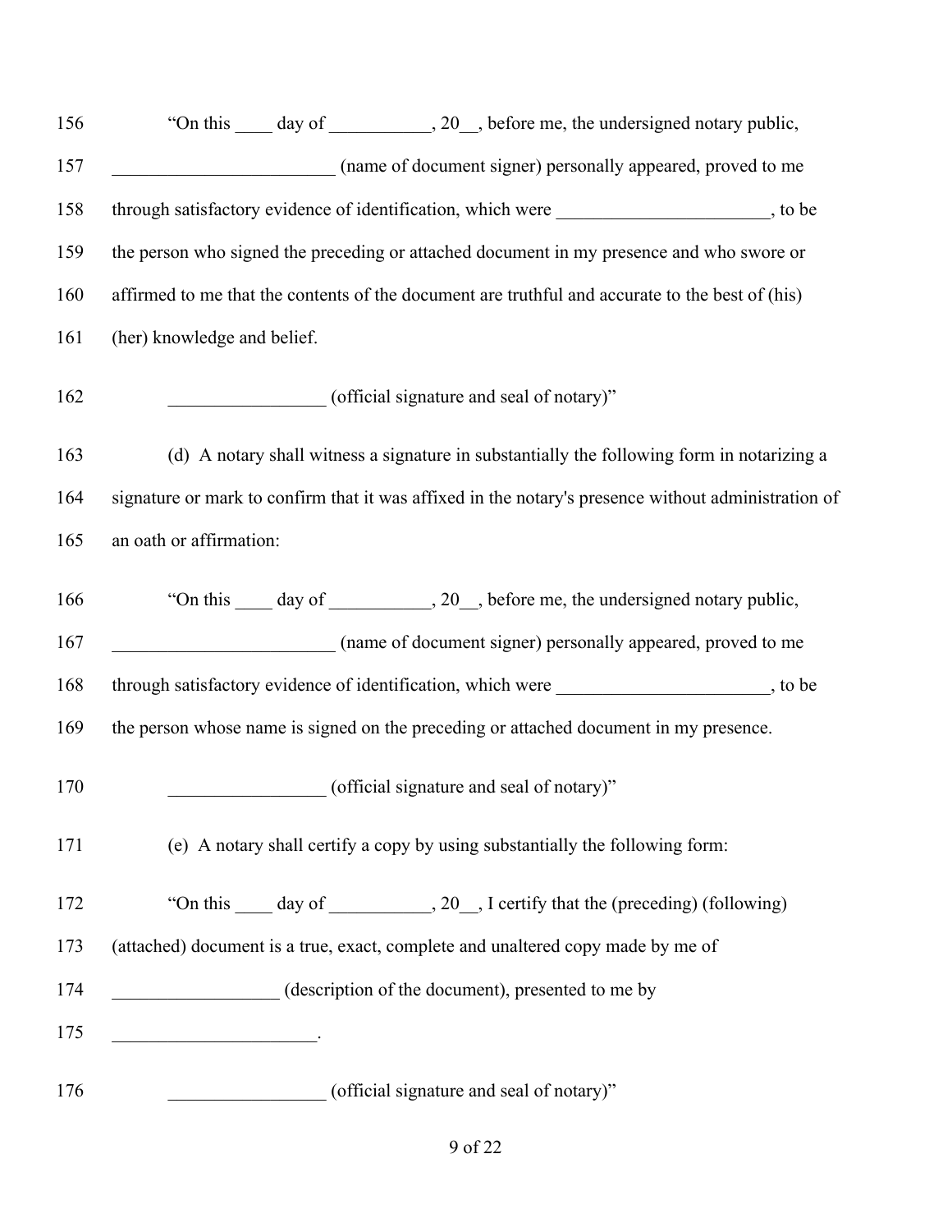"On this ____ day of ___________, 20__, before me, the undersigned notary public, ________________________ (name of document signer) personally appeared, proved to me through satisfactory evidence of identification, which were _______________________, to be the person who signed the preceding or attached document in my presence and who swore or affirmed to me that the contents of the document are truthful and accurate to the best of (his) (her) knowledge and belief.

_________________ (official signature and seal of notary)"

(d) A notary shall witness a signature in substantially the following form in notarizing a signature or mark to confirm that it was affixed in the notary's presence without administration of an oath or affirmation:

"On this ____ day of ___________, 20__, before me, the undersigned notary public, ________________________ (name of document signer) personally appeared, proved to me through satisfactory evidence of identification, which were _______________________, to be the person whose name is signed on the preceding or attached document in my presence.

_________________ (official signature and seal of notary)"

(e) A notary shall certify a copy by using substantially the following form:

"On this ____ day of ___________, 20__, I certify that the (preceding) (following) (attached) document is a true, exact, complete and unaltered copy made by me of __________________ (description of the document), presented to me by ______________________.

_________________ (official signature and seal of notary)"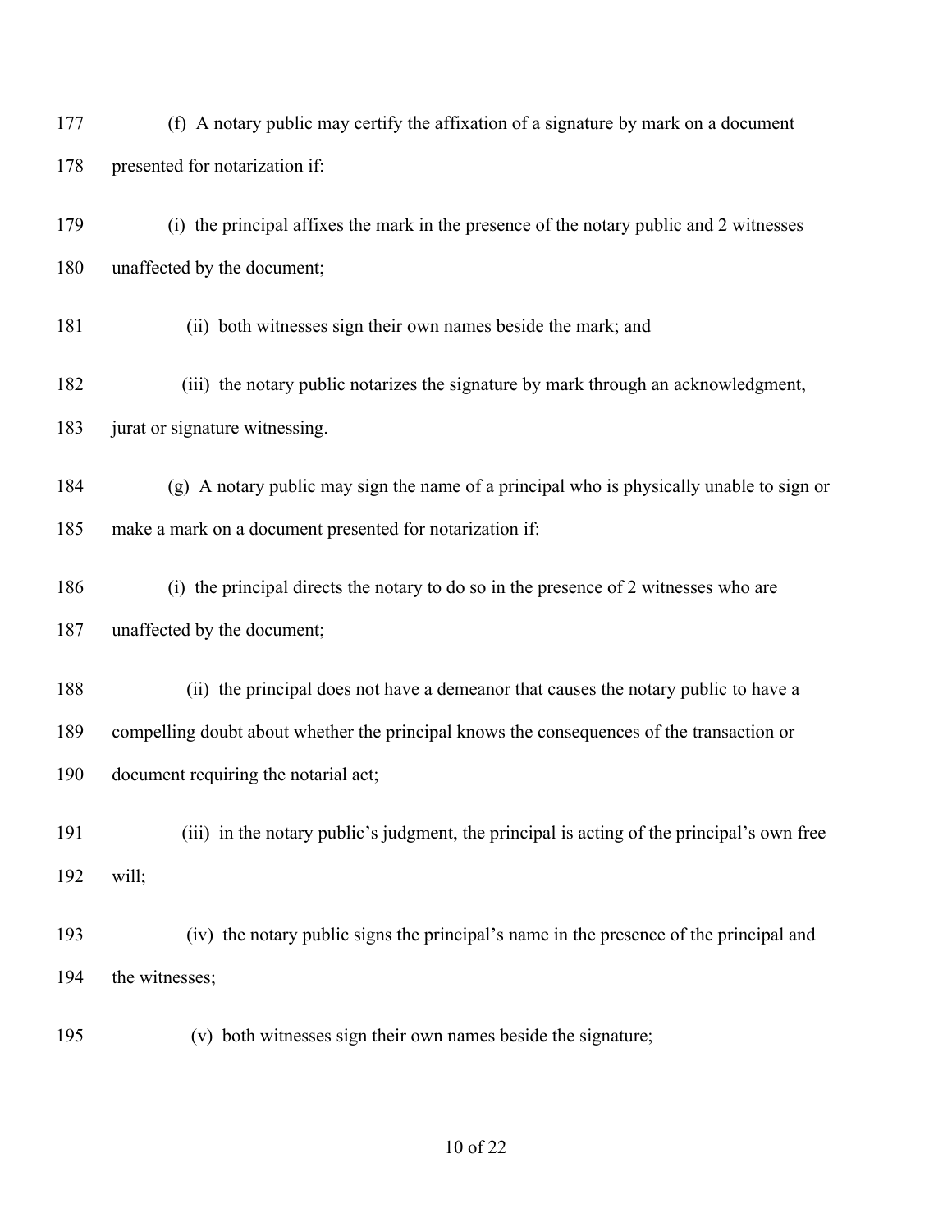(f) A notary public may certify the affixation of a signature by mark on a document presented for notarization if:

(i) the principal affixes the mark in the presence of the notary public and 2 witnesses unaffected by the document;

(ii) both witnesses sign their own names beside the mark; and

(iii) the notary public notarizes the signature by mark through an acknowledgment, jurat or signature witnessing.

(g) A notary public may sign the name of a principal who is physically unable to sign or make a mark on a document presented for notarization if:

(i) the principal directs the notary to do so in the presence of 2 witnesses who are unaffected by the document;

(ii) the principal does not have a demeanor that causes the notary public to have a compelling doubt about whether the principal knows the consequences of the transaction or document requiring the notarial act;

(iii) in the notary public's judgment, the principal is acting of the principal's own free will;

(iv) the notary public signs the principal's name in the presence of the principal and the witnesses;

(v) both witnesses sign their own names beside the signature;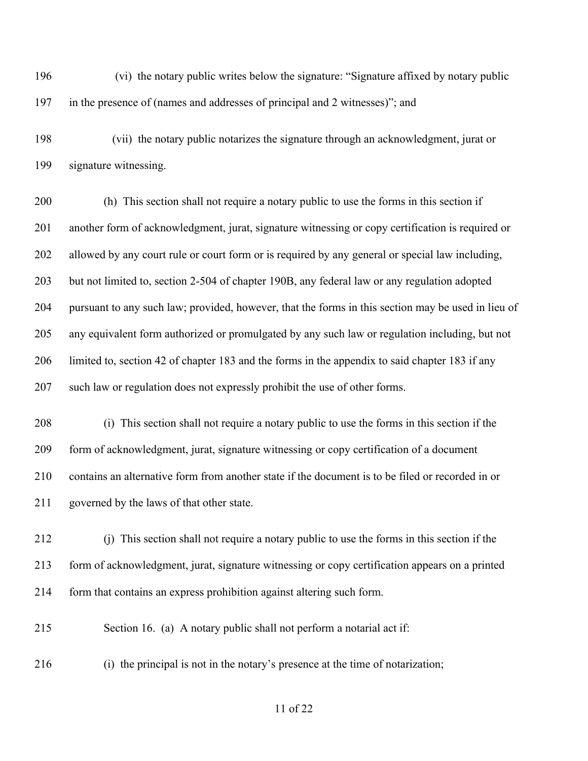(vi) the notary public writes below the signature: “Signature affixed by notary public in the presence of (names and addresses of principal and 2 witnesses)”; and

(vii) the notary public notarizes the signature through an acknowledgment, jurat or signature witnessing.

(h) This section shall not require a notary public to use the forms in this section if another form of acknowledgment, jurat, signature witnessing or copy certification is required or allowed by any court rule or court form or is required by any general or special law including, but not limited to, section 2-504 of chapter 190B, any federal law or any regulation adopted pursuant to any such law; provided, however, that the forms in this section may be used in lieu of any equivalent form authorized or promulgated by any such law or regulation including, but not limited to, section 42 of chapter 183 and the forms in the appendix to said chapter 183 if any such law or regulation does not expressly prohibit the use of other forms.

(i) This section shall not require a notary public to use the forms in this section if the form of acknowledgment, jurat, signature witnessing or copy certification of a document contains an alternative form from another state if the document is to be filed or recorded in or governed by the laws of that other state.

(j) This section shall not require a notary public to use the forms in this section if the form of acknowledgment, jurat, signature witnessing or copy certification appears on a printed form that contains an express prohibition against altering such form.

Section 16. (a) A notary public shall not perform a notarial act if:

(i) the principal is not in the notary’s presence at the time of notarization;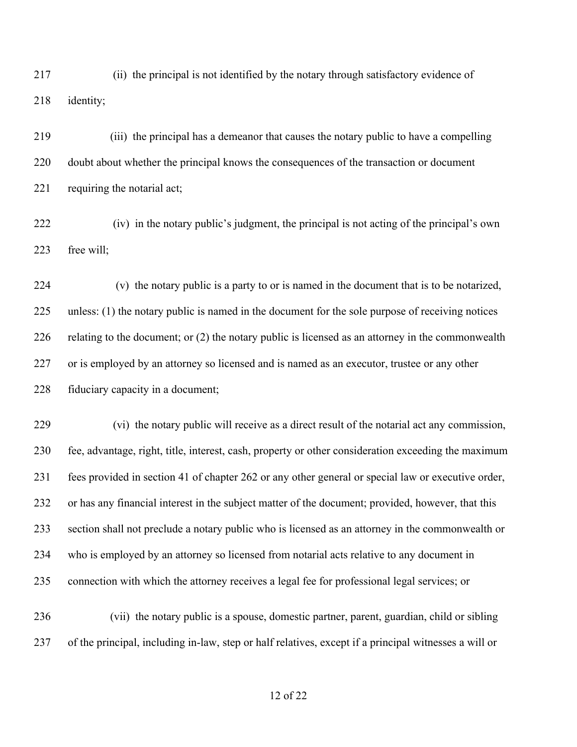(ii) the principal is not identified by the notary through satisfactory evidence of identity;

(iii) the principal has a demeanor that causes the notary public to have a compelling doubt about whether the principal knows the consequences of the transaction or document requiring the notarial act;

(iv) in the notary public's judgment, the principal is not acting of the principal's own free will;

(v) the notary public is a party to or is named in the document that is to be notarized, unless: (1) the notary public is named in the document for the sole purpose of receiving notices relating to the document; or (2) the notary public is licensed as an attorney in the commonwealth or is employed by an attorney so licensed and is named as an executor, trustee or any other fiduciary capacity in a document;

(vi) the notary public will receive as a direct result of the notarial act any commission, fee, advantage, right, title, interest, cash, property or other consideration exceeding the maximum fees provided in section 41 of chapter 262 or any other general or special law or executive order, or has any financial interest in the subject matter of the document; provided, however, that this section shall not preclude a notary public who is licensed as an attorney in the commonwealth or who is employed by an attorney so licensed from notarial acts relative to any document in connection with which the attorney receives a legal fee for professional legal services; or

(vii) the notary public is a spouse, domestic partner, parent, guardian, child or sibling of the principal, including in-law, step or half relatives, except if a principal witnesses a will or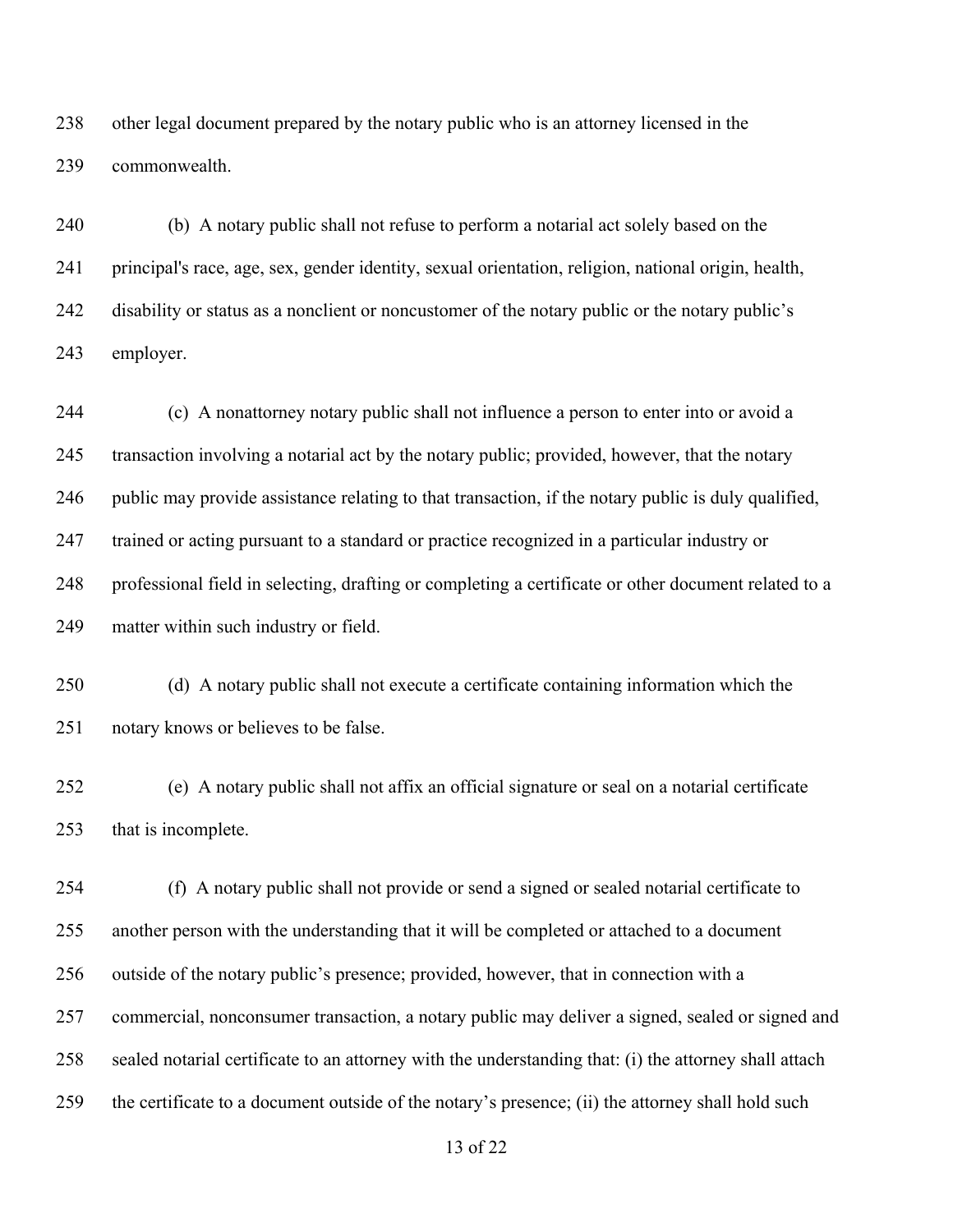other legal document prepared by the notary public who is an attorney licensed in the commonwealth.

(b) A notary public shall not refuse to perform a notarial act solely based on the principal's race, age, sex, gender identity, sexual orientation, religion, national origin, health, disability or status as a nonclient or noncustomer of the notary public or the notary public's employer.

(c) A nonattorney notary public shall not influence a person to enter into or avoid a transaction involving a notarial act by the notary public; provided, however, that the notary public may provide assistance relating to that transaction, if the notary public is duly qualified, trained or acting pursuant to a standard or practice recognized in a particular industry or professional field in selecting, drafting or completing a certificate or other document related to a matter within such industry or field.

(d) A notary public shall not execute a certificate containing information which the notary knows or believes to be false.

(e) A notary public shall not affix an official signature or seal on a notarial certificate that is incomplete.

(f) A notary public shall not provide or send a signed or sealed notarial certificate to another person with the understanding that it will be completed or attached to a document outside of the notary public's presence; provided, however, that in connection with a commercial, nonconsumer transaction, a notary public may deliver a signed, sealed or signed and sealed notarial certificate to an attorney with the understanding that: (i) the attorney shall attach the certificate to a document outside of the notary's presence; (ii) the attorney shall hold such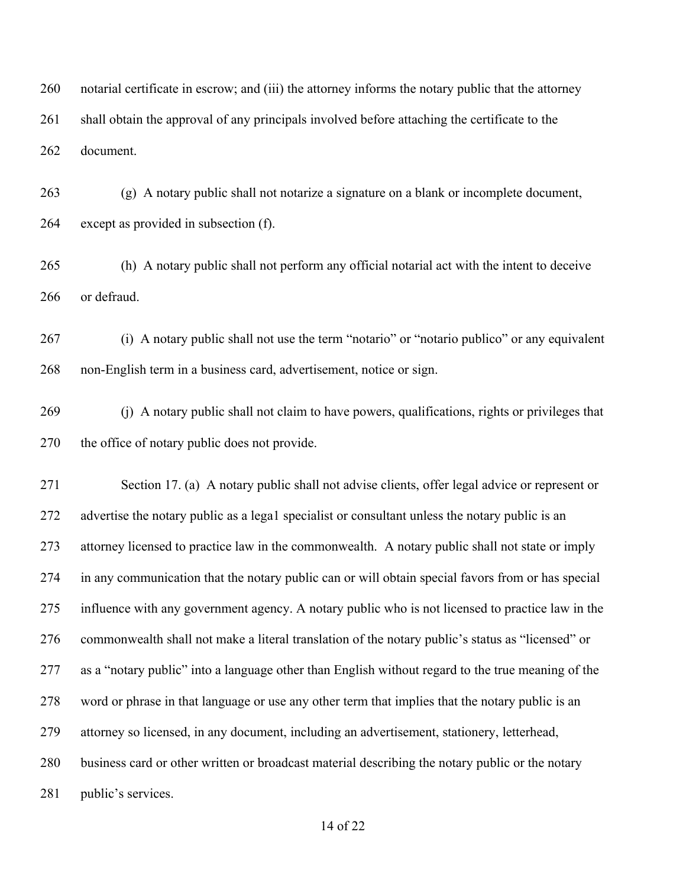notarial certificate in escrow; and (iii) the attorney informs the notary public that the attorney shall obtain the approval of any principals involved before attaching the certificate to the document.

(g) A notary public shall not notarize a signature on a blank or incomplete document, except as provided in subsection (f).

(h) A notary public shall not perform any official notarial act with the intent to deceive or defraud.

(i) A notary public shall not use the term "notario" or "notario publico" or any equivalent non-English term in a business card, advertisement, notice or sign.

(j) A notary public shall not claim to have powers, qualifications, rights or privileges that the office of notary public does not provide.

Section 17. (a) A notary public shall not advise clients, offer legal advice or represent or advertise the notary public as a lega1 specialist or consultant unless the notary public is an attorney licensed to practice law in the commonwealth. A notary public shall not state or imply in any communication that the notary public can or will obtain special favors from or has special influence with any government agency. A notary public who is not licensed to practice law in the commonwealth shall not make a literal translation of the notary public's status as "licensed" or as a "notary public" into a language other than English without regard to the true meaning of the word or phrase in that language or use any other term that implies that the notary public is an attorney so licensed, in any document, including an advertisement, stationery, letterhead, business card or other written or broadcast material describing the notary public or the notary public's services.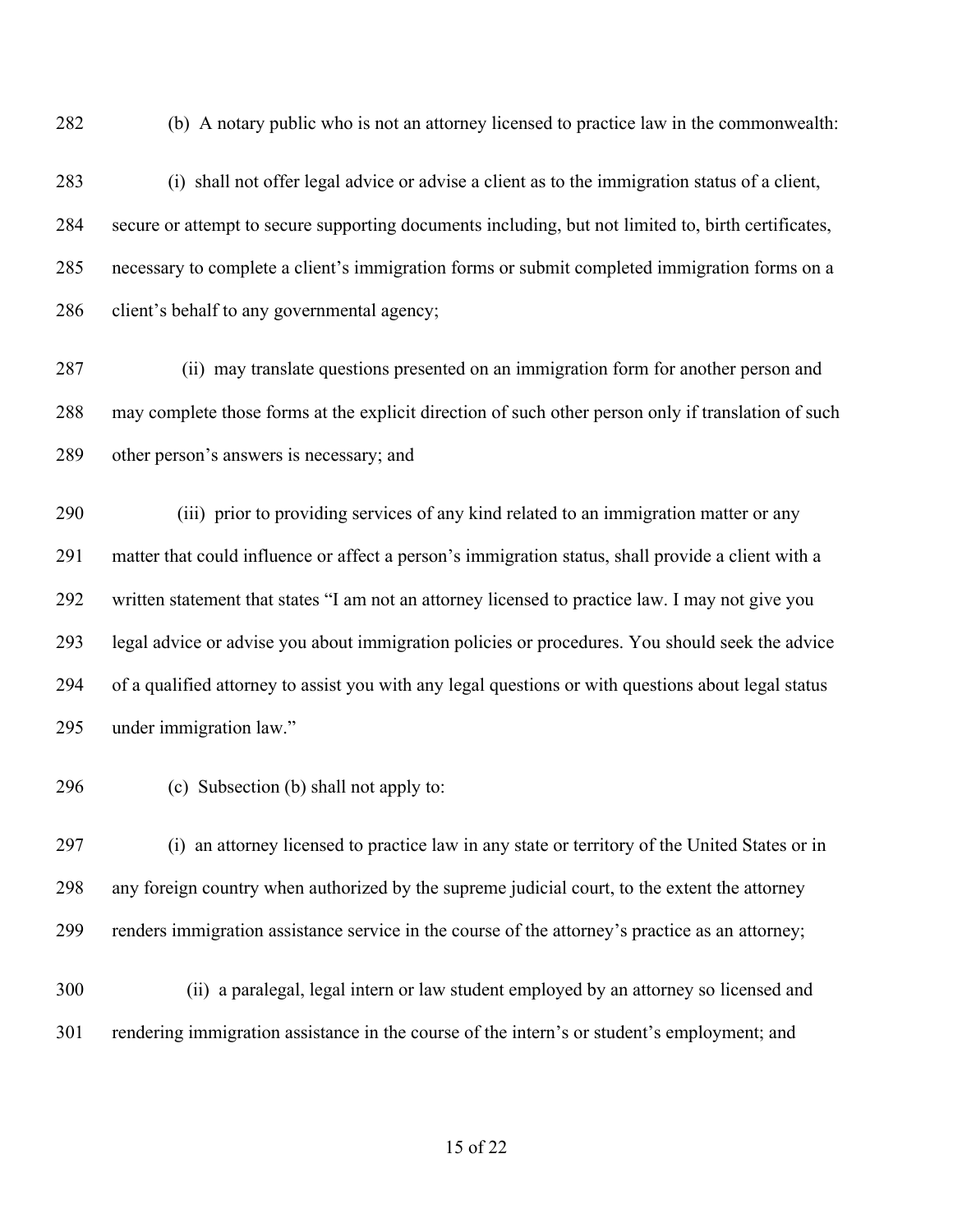(b) A notary public who is not an attorney licensed to practice law in the commonwealth:

(i) shall not offer legal advice or advise a client as to the immigration status of a client, secure or attempt to secure supporting documents including, but not limited to, birth certificates, necessary to complete a client's immigration forms or submit completed immigration forms on a client's behalf to any governmental agency;

(ii) may translate questions presented on an immigration form for another person and may complete those forms at the explicit direction of such other person only if translation of such other person's answers is necessary; and

(iii) prior to providing services of any kind related to an immigration matter or any matter that could influence or affect a person's immigration status, shall provide a client with a written statement that states "I am not an attorney licensed to practice law. I may not give you legal advice or advise you about immigration policies or procedures. You should seek the advice of a qualified attorney to assist you with any legal questions or with questions about legal status under immigration law."

(c) Subsection (b) shall not apply to:

(i) an attorney licensed to practice law in any state or territory of the United States or in any foreign country when authorized by the supreme judicial court, to the extent the attorney renders immigration assistance service in the course of the attorney's practice as an attorney;

(ii) a paralegal, legal intern or law student employed by an attorney so licensed and rendering immigration assistance in the course of the intern's or student's employment; and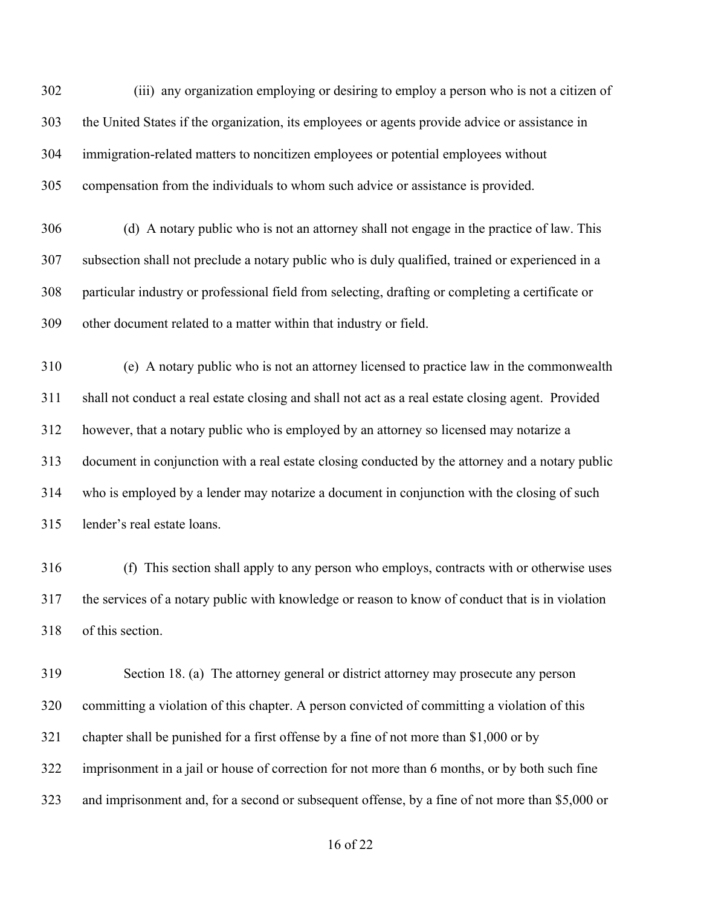(iii) any organization employing or desiring to employ a person who is not a citizen of the United States if the organization, its employees or agents provide advice or assistance in immigration-related matters to noncitizen employees or potential employees without compensation from the individuals to whom such advice or assistance is provided.

(d) A notary public who is not an attorney shall not engage in the practice of law. This subsection shall not preclude a notary public who is duly qualified, trained or experienced in a particular industry or professional field from selecting, drafting or completing a certificate or other document related to a matter within that industry or field.

(e) A notary public who is not an attorney licensed to practice law in the commonwealth shall not conduct a real estate closing and shall not act as a real estate closing agent. Provided however, that a notary public who is employed by an attorney so licensed may notarize a document in conjunction with a real estate closing conducted by the attorney and a notary public who is employed by a lender may notarize a document in conjunction with the closing of such lender's real estate loans.

(f) This section shall apply to any person who employs, contracts with or otherwise uses the services of a notary public with knowledge or reason to know of conduct that is in violation of this section.

Section 18. (a) The attorney general or district attorney may prosecute any person committing a violation of this chapter. A person convicted of committing a violation of this chapter shall be punished for a first offense by a fine of not more than $1,000 or by imprisonment in a jail or house of correction for not more than 6 months, or by both such fine and imprisonment and, for a second or subsequent offense, by a fine of not more than $5,000 or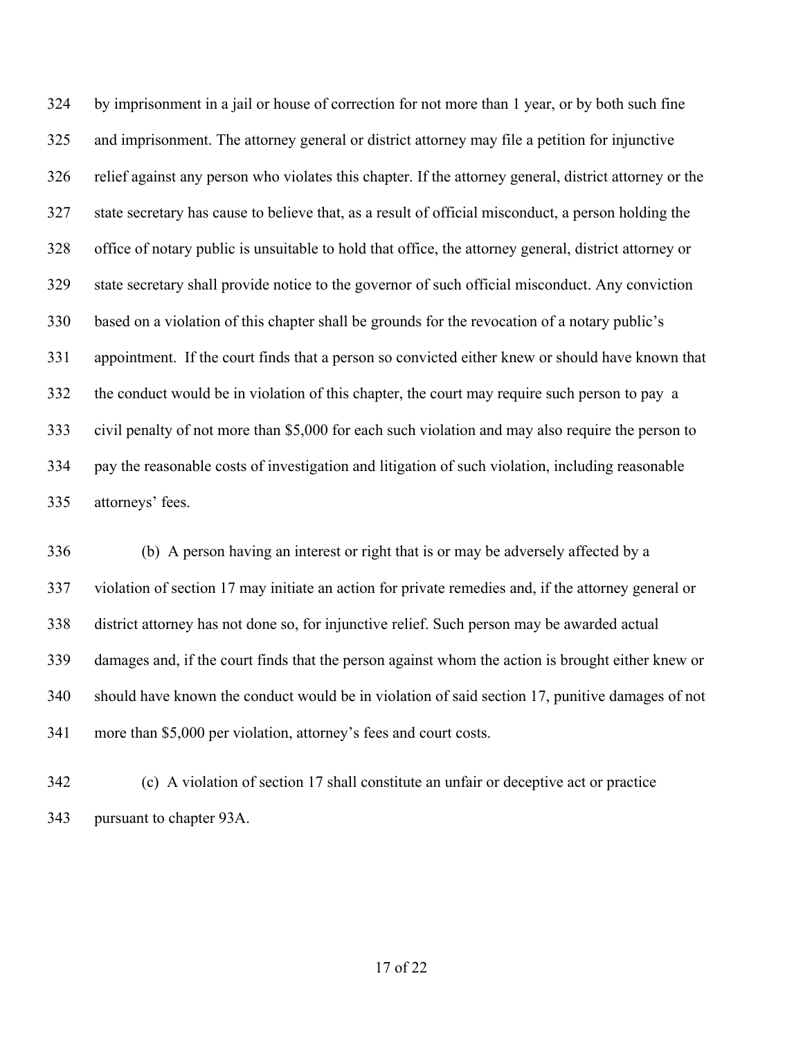by imprisonment in a jail or house of correction for not more than 1 year, or by both such fine and imprisonment. The attorney general or district attorney may file a petition for injunctive relief against any person who violates this chapter. If the attorney general, district attorney or the state secretary has cause to believe that, as a result of official misconduct, a person holding the office of notary public is unsuitable to hold that office, the attorney general, district attorney or state secretary shall provide notice to the governor of such official misconduct. Any conviction based on a violation of this chapter shall be grounds for the revocation of a notary public's appointment. If the court finds that a person so convicted either knew or should have known that the conduct would be in violation of this chapter, the court may require such person to pay a civil penalty of not more than $5,000 for each such violation and may also require the person to pay the reasonable costs of investigation and litigation of such violation, including reasonable attorneys' fees.

(b) A person having an interest or right that is or may be adversely affected by a violation of section 17 may initiate an action for private remedies and, if the attorney general or district attorney has not done so, for injunctive relief. Such person may be awarded actual damages and, if the court finds that the person against whom the action is brought either knew or should have known the conduct would be in violation of said section 17, punitive damages of not more than $5,000 per violation, attorney's fees and court costs.

(c) A violation of section 17 shall constitute an unfair or deceptive act or practice pursuant to chapter 93A.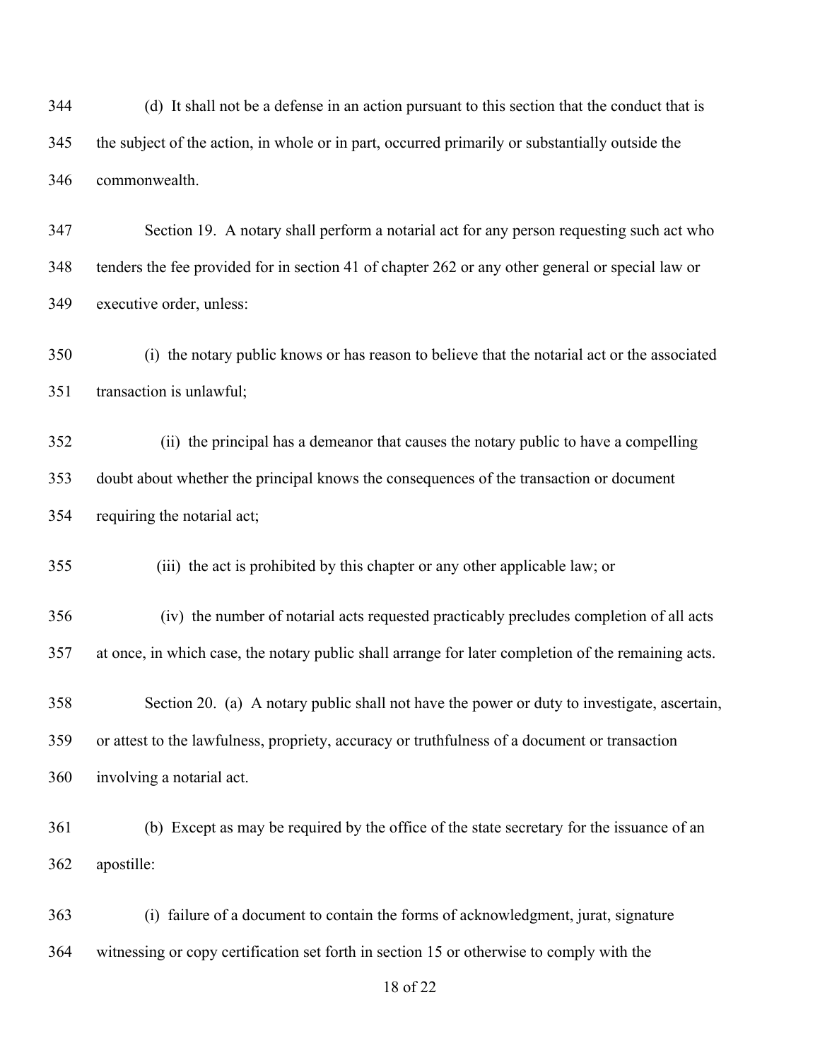(d) It shall not be a defense in an action pursuant to this section that the conduct that is the subject of the action, in whole or in part, occurred primarily or substantially outside the commonwealth.

Section 19. A notary shall perform a notarial act for any person requesting such act who tenders the fee provided for in section 41 of chapter 262 or any other general or special law or executive order, unless:

(i) the notary public knows or has reason to believe that the notarial act or the associated transaction is unlawful;

(ii) the principal has a demeanor that causes the notary public to have a compelling doubt about whether the principal knows the consequences of the transaction or document requiring the notarial act;

(iii) the act is prohibited by this chapter or any other applicable law; or

(iv) the number of notarial acts requested practicably precludes completion of all acts at once, in which case, the notary public shall arrange for later completion of the remaining acts.

Section 20. (a) A notary public shall not have the power or duty to investigate, ascertain, or attest to the lawfulness, propriety, accuracy or truthfulness of a document or transaction involving a notarial act.

(b) Except as may be required by the office of the state secretary for the issuance of an apostille:

(i) failure of a document to contain the forms of acknowledgment, jurat, signature witnessing or copy certification set forth in section 15 or otherwise to comply with the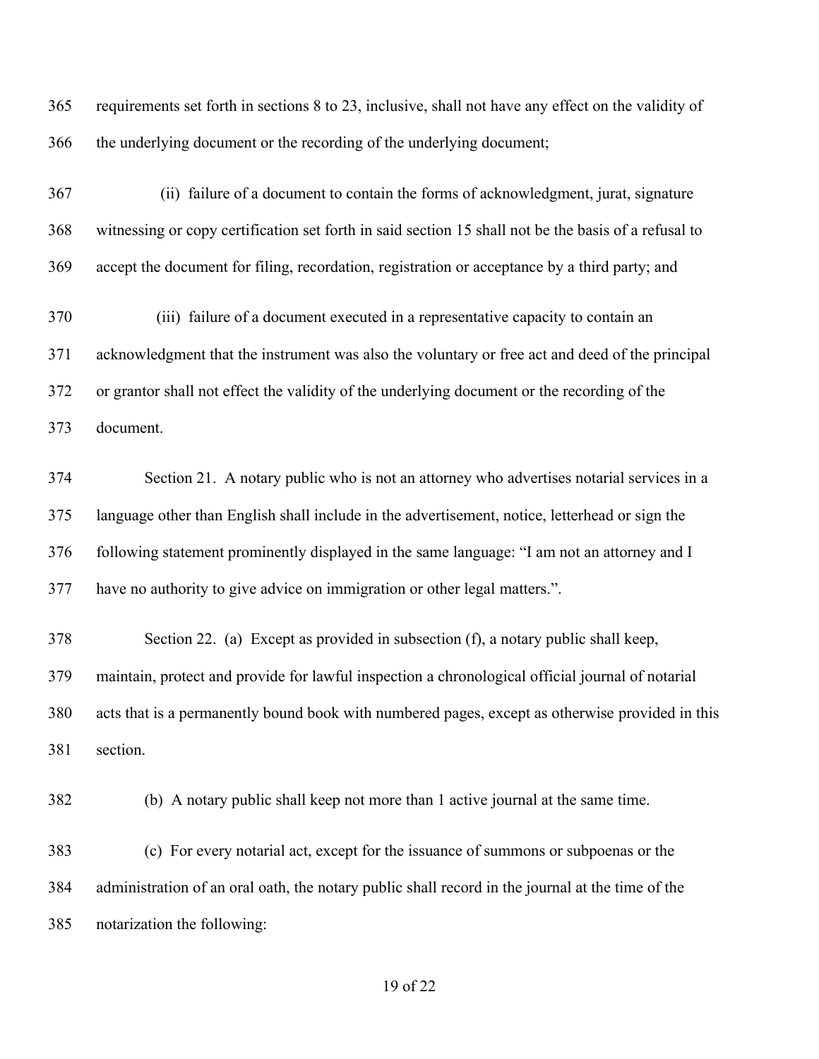requirements set forth in sections 8 to 23, inclusive, shall not have any effect on the validity of the underlying document or the recording of the underlying document;

(ii) failure of a document to contain the forms of acknowledgment, jurat, signature witnessing or copy certification set forth in said section 15 shall not be the basis of a refusal to accept the document for filing, recordation, registration or acceptance by a third party; and

(iii) failure of a document executed in a representative capacity to contain an acknowledgment that the instrument was also the voluntary or free act and deed of the principal or grantor shall not effect the validity of the underlying document or the recording of the document.

Section 21. A notary public who is not an attorney who advertises notarial services in a language other than English shall include in the advertisement, notice, letterhead or sign the following statement prominently displayed in the same language: "I am not an attorney and I have no authority to give advice on immigration or other legal matters.".

Section 22. (a) Except as provided in subsection (f), a notary public shall keep, maintain, protect and provide for lawful inspection a chronological official journal of notarial acts that is a permanently bound book with numbered pages, except as otherwise provided in this section.

(b) A notary public shall keep not more than 1 active journal at the same time.

(c) For every notarial act, except for the issuance of summons or subpoenas or the administration of an oral oath, the notary public shall record in the journal at the time of the notarization the following: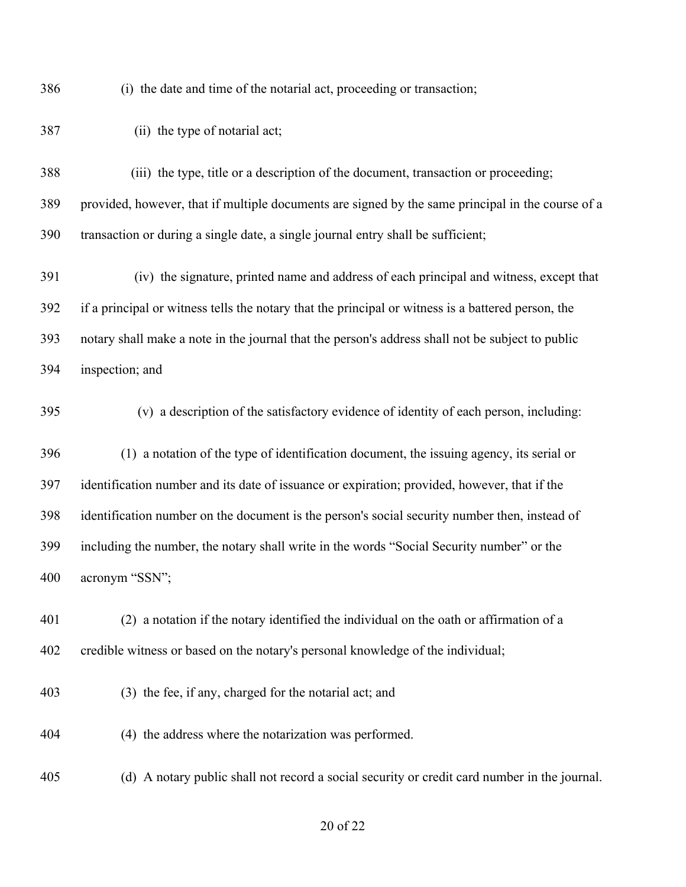(i) the date and time of the notarial act, proceeding or transaction;

(ii) the type of notarial act;

(iii) the type, title or a description of the document, transaction or proceeding; provided, however, that if multiple documents are signed by the same principal in the course of a transaction or during a single date, a single journal entry shall be sufficient;

(iv) the signature, printed name and address of each principal and witness, except that if a principal or witness tells the notary that the principal or witness is a battered person, the notary shall make a note in the journal that the person's address shall not be subject to public inspection; and

(v) a description of the satisfactory evidence of identity of each person, including:

(1) a notation of the type of identification document, the issuing agency, its serial or identification number and its date of issuance or expiration; provided, however, that if the identification number on the document is the person's social security number then, instead of including the number, the notary shall write in the words "Social Security number" or the acronym "SSN";

(2) a notation if the notary identified the individual on the oath or affirmation of a credible witness or based on the notary's personal knowledge of the individual;

(3) the fee, if any, charged for the notarial act; and

(4) the address where the notarization was performed.

(d) A notary public shall not record a social security or credit card number in the journal.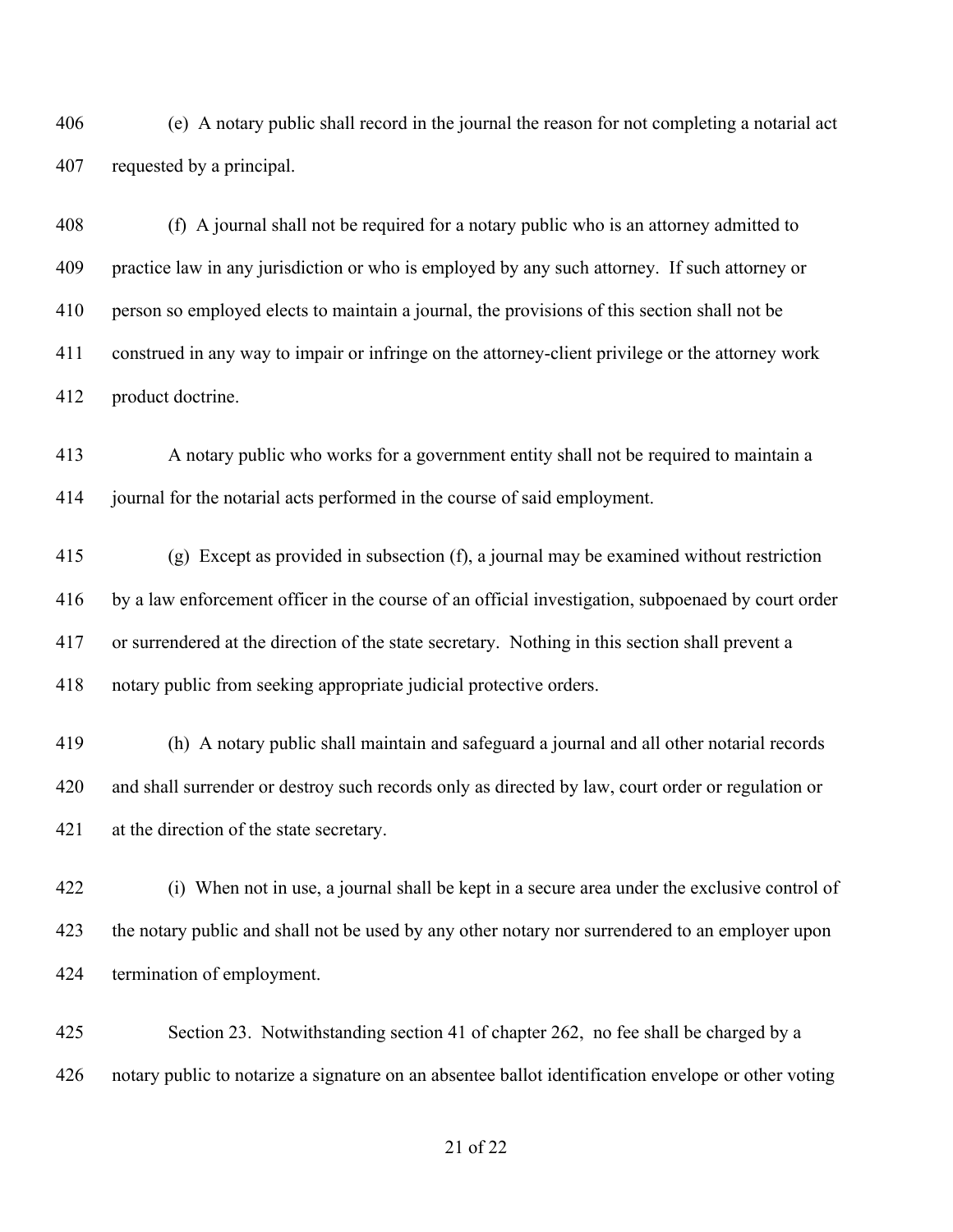(e) A notary public shall record in the journal the reason for not completing a notarial act requested by a principal.

(f) A journal shall not be required for a notary public who is an attorney admitted to practice law in any jurisdiction or who is employed by any such attorney. If such attorney or person so employed elects to maintain a journal, the provisions of this section shall not be construed in any way to impair or infringe on the attorney-client privilege or the attorney work product doctrine.

A notary public who works for a government entity shall not be required to maintain a journal for the notarial acts performed in the course of said employment.

(g) Except as provided in subsection (f), a journal may be examined without restriction by a law enforcement officer in the course of an official investigation, subpoenaed by court order or surrendered at the direction of the state secretary. Nothing in this section shall prevent a notary public from seeking appropriate judicial protective orders.

(h) A notary public shall maintain and safeguard a journal and all other notarial records and shall surrender or destroy such records only as directed by law, court order or regulation or at the direction of the state secretary.

(i) When not in use, a journal shall be kept in a secure area under the exclusive control of the notary public and shall not be used by any other notary nor surrendered to an employer upon termination of employment.

Section 23. Notwithstanding section 41 of chapter 262, no fee shall be charged by a notary public to notarize a signature on an absentee ballot identification envelope or other voting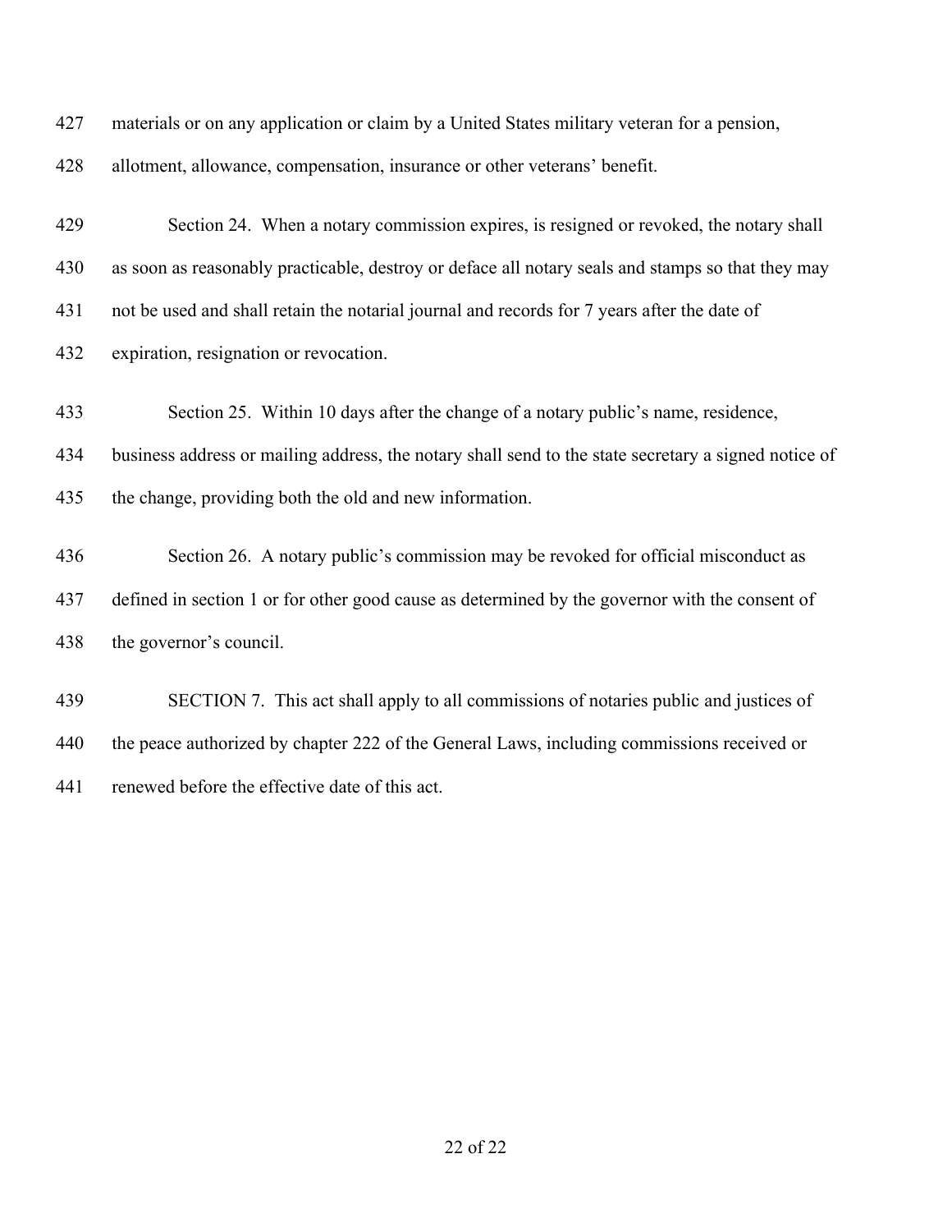materials or on any application or claim by a United States military veteran for a pension, allotment, allowance, compensation, insurance or other veterans' benefit.

Section 24. When a notary commission expires, is resigned or revoked, the notary shall as soon as reasonably practicable, destroy or deface all notary seals and stamps so that they may not be used and shall retain the notarial journal and records for 7 years after the date of expiration, resignation or revocation.

Section 25. Within 10 days after the change of a notary public's name, residence, business address or mailing address, the notary shall send to the state secretary a signed notice of the change, providing both the old and new information.

Section 26. A notary public's commission may be revoked for official misconduct as defined in section 1 or for other good cause as determined by the governor with the consent of the governor's council.

SECTION 7. This act shall apply to all commissions of notaries public and justices of the peace authorized by chapter 222 of the General Laws, including commissions received or renewed before the effective date of this act.